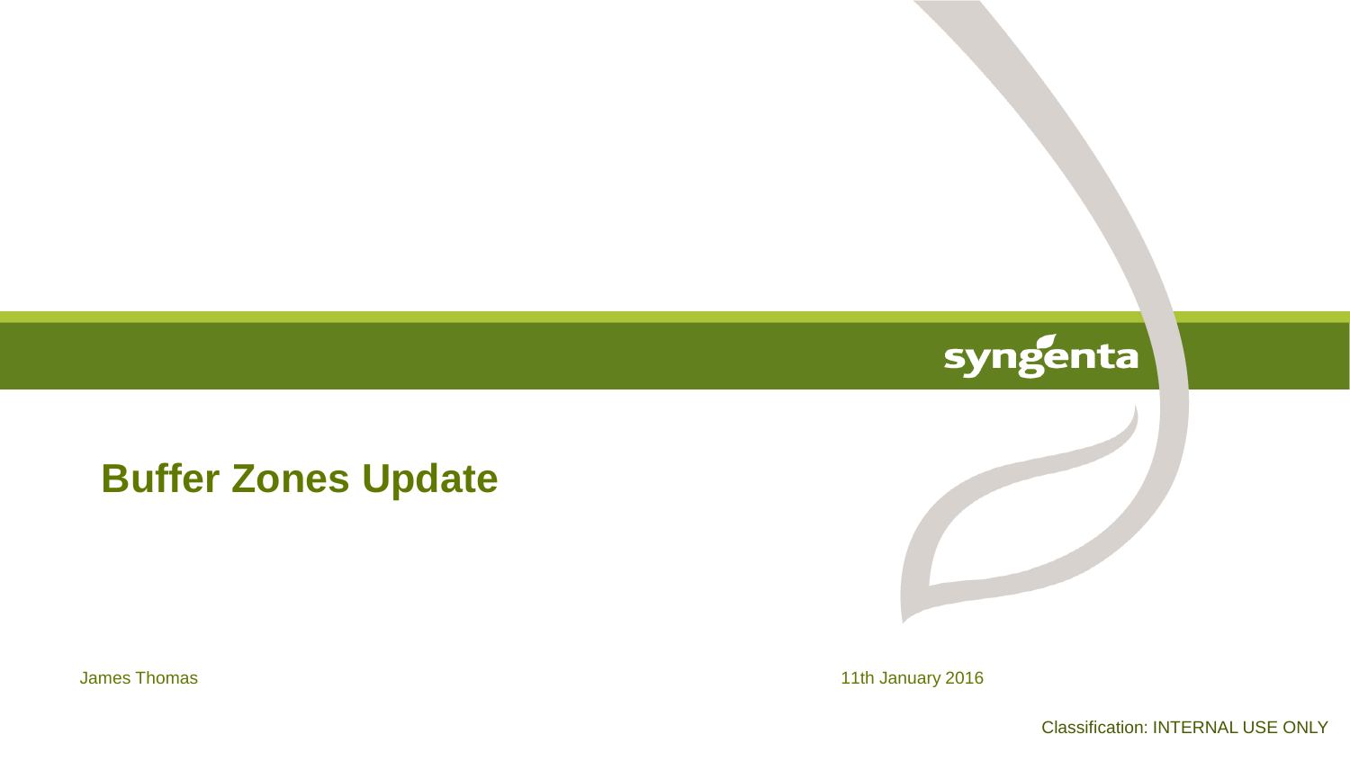syngenta

# Buffer Zones Update

James Thomas

11th January 2016

Classification: INTERNAL USE ONLY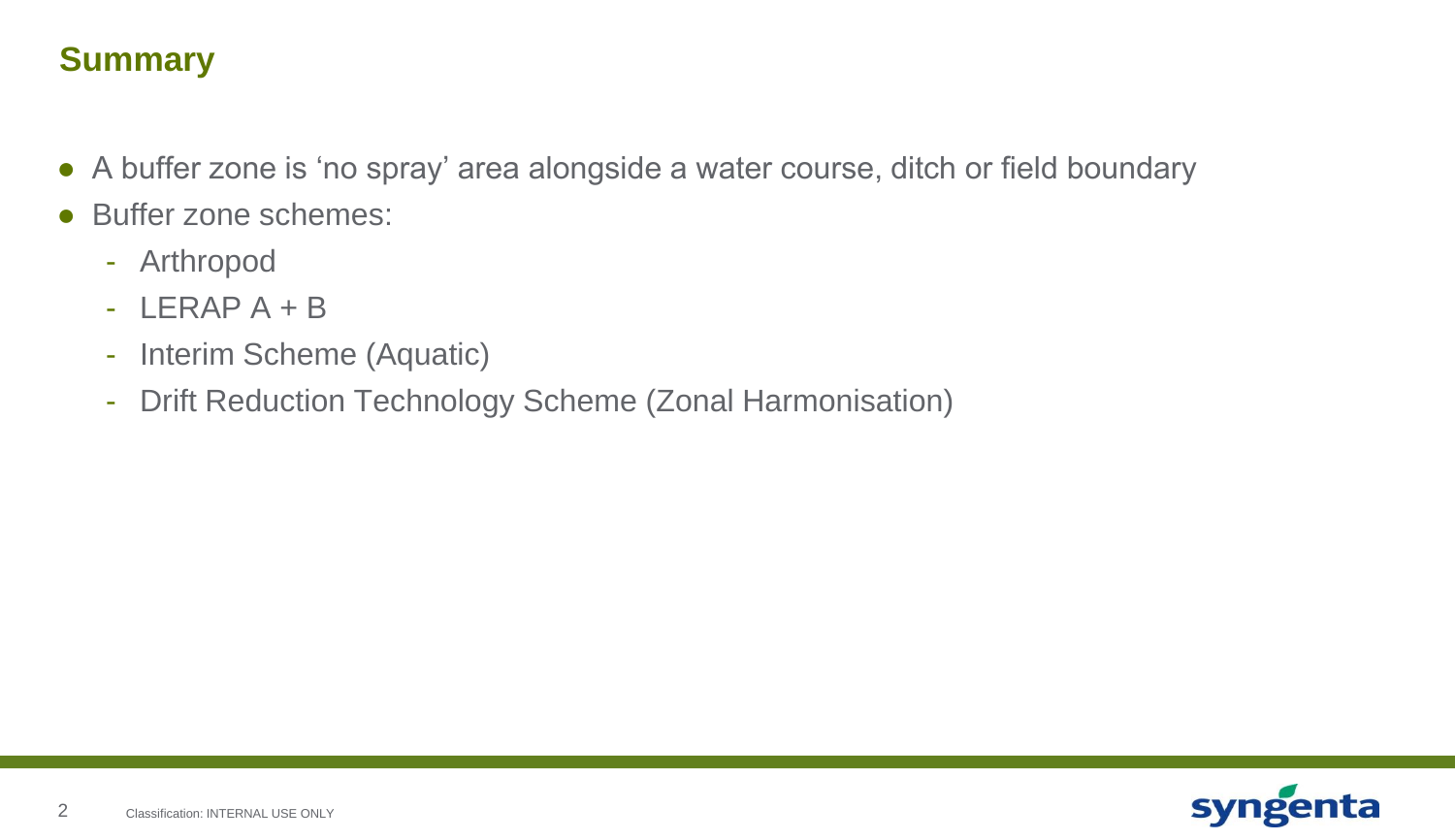## Summary

- A buffer zone is 'no spray' area alongside a water course, ditch or field boundary
- Buffer zone schemes:
  - Arthropod
  - LERAP A + B
  - Interim Scheme (Aquatic)
  - Drift Reduction Technology Scheme (Zonal Harmonisation)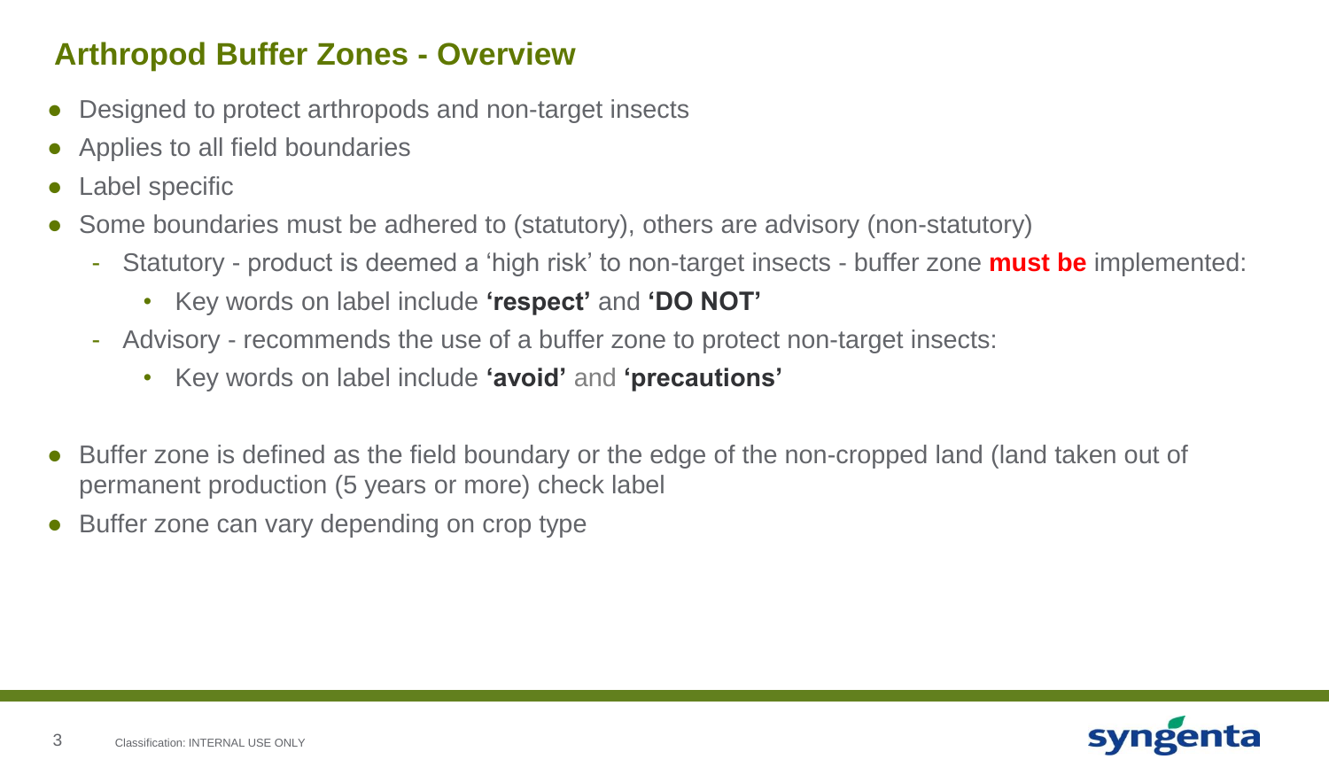## Arthropod Buffer Zones - Overview

- Designed to protect arthropods and non-target insects
- Applies to all field boundaries
- Label specific
- Some boundaries must be adhered to (statutory), others are advisory (non-statutory)
  - Statutory - product is deemed a 'high risk' to non-target insects - buffer zone **must be** implemented:
    - Key words on label include **'respect'** and **'DO NOT'**
  - Advisory - recommends the use of a buffer zone to protect non-target insects:
    - Key words on label include **'avoid'** and **'precautions'**
- Buffer zone is defined as the field boundary or the edge of the non-cropped land (land taken out of permanent production (5 years or more) check label
- Buffer zone can vary depending on crop type

Classification: INTERNAL USE ONLY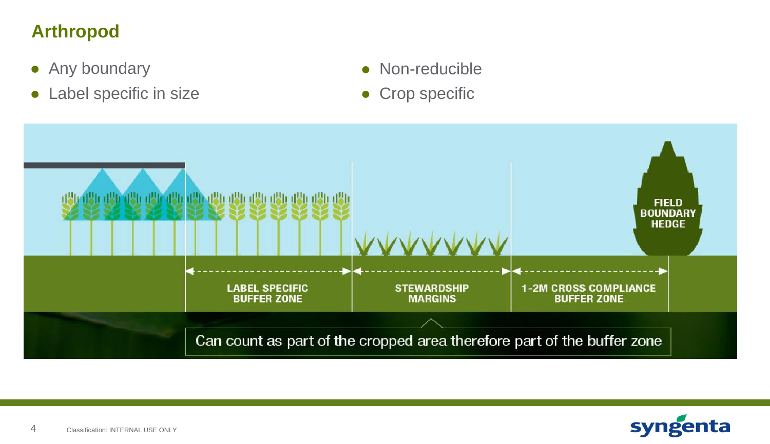## Arthropod

- Any boundary
- Label specific in size
- Non-reducible
- Crop specific

LABEL SPECIFIC BUFFER ZONE

STEWARDSHIP MARGINS

1-2M CROSS COMPLIANCE BUFFER ZONE

FIELD BOUNDARY HEDGE

Can count as part of the cropped area therefore part of the buffer zone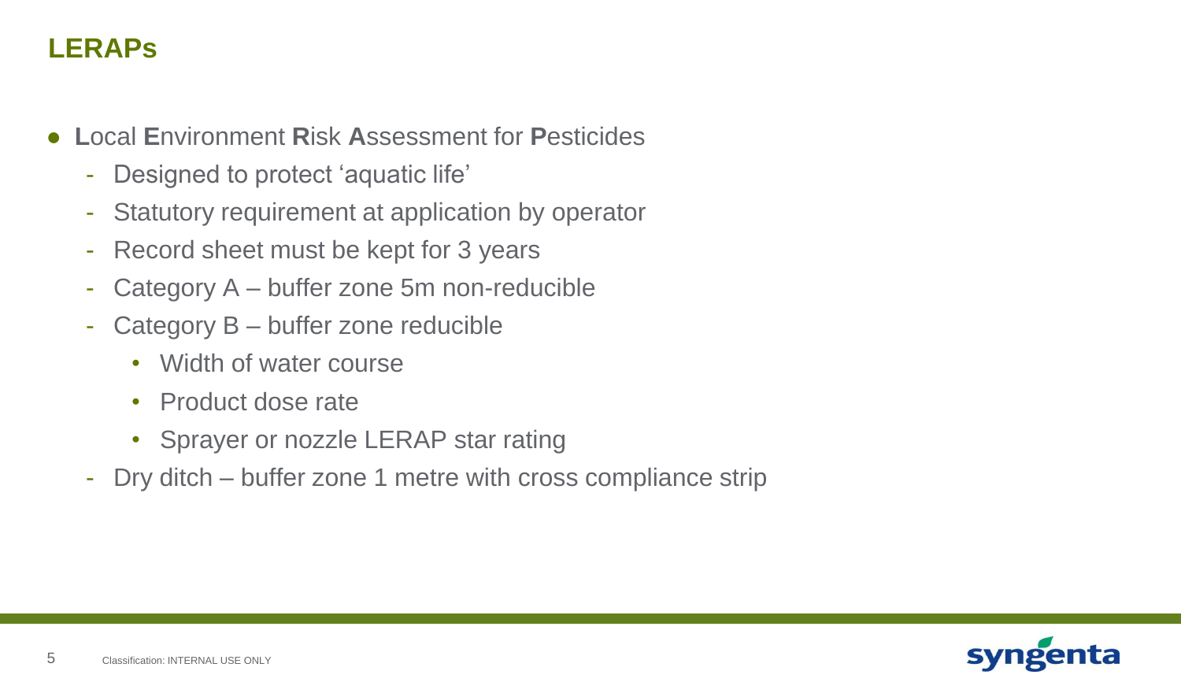## LERAPs

- **L**ocal **E**nvironment **R**isk **A**ssessment for **P**esticides
  - Designed to protect ‘aquatic life’
  - Statutory requirement at application by operator
  - Record sheet must be kept for 3 years
  - Category A – buffer zone 5m non-reducible
  - Category B – buffer zone reducible
    - Width of water course
    - Product dose rate
    - Sprayer or nozzle LERAP star rating
  - Dry ditch – buffer zone 1 metre with cross compliance strip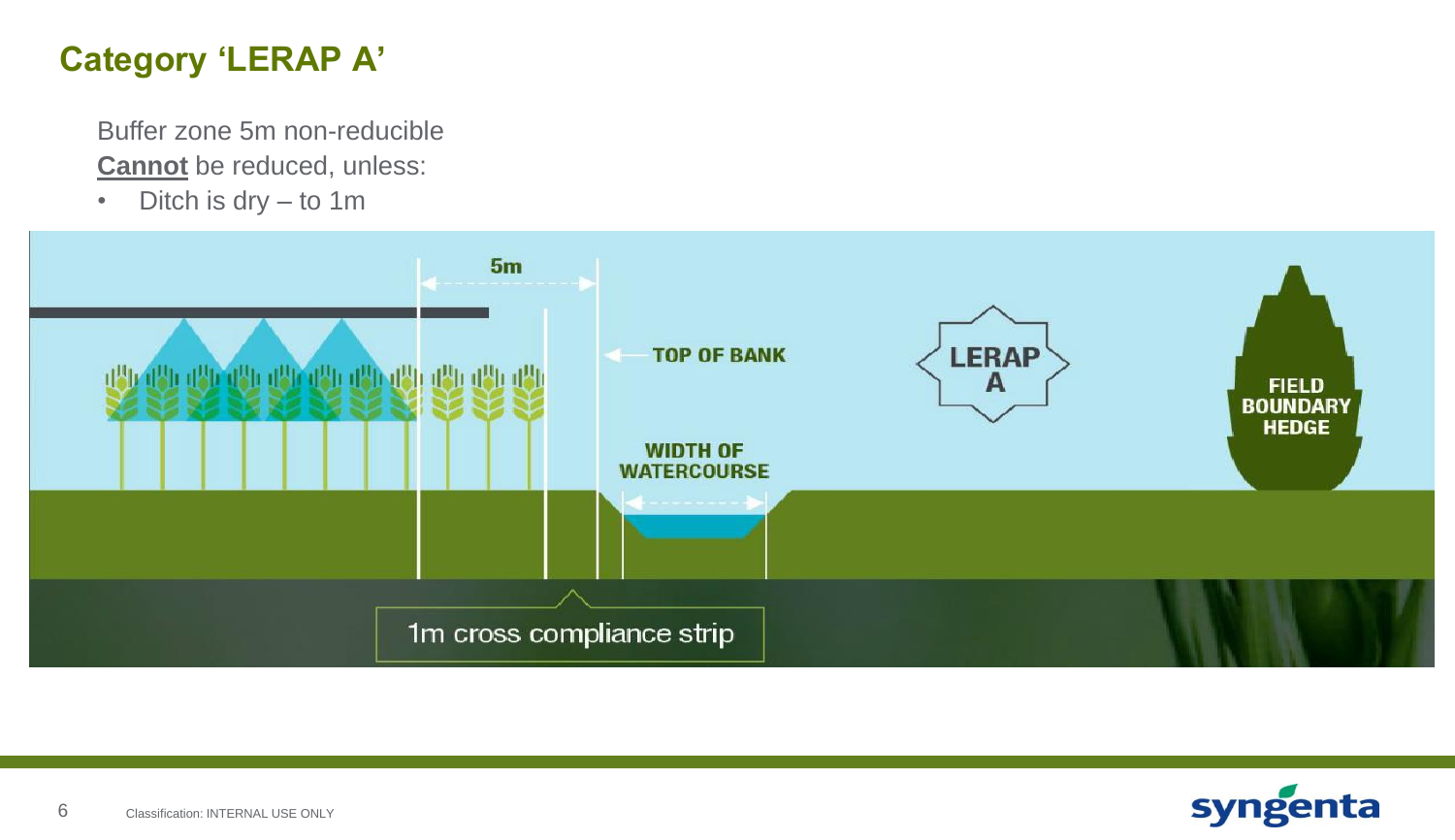# Category 'LERAP A'

Buffer zone 5m non-reducible

**Cannot** be reduced, unless:

- Ditch is dry – to 1m

5m

TOP OF BANK

WIDTH OF WATERCOURSE

LERAP A

FIELD BOUNDARY HEDGE

1m cross compliance strip

Classification: INTERNAL USE ONLY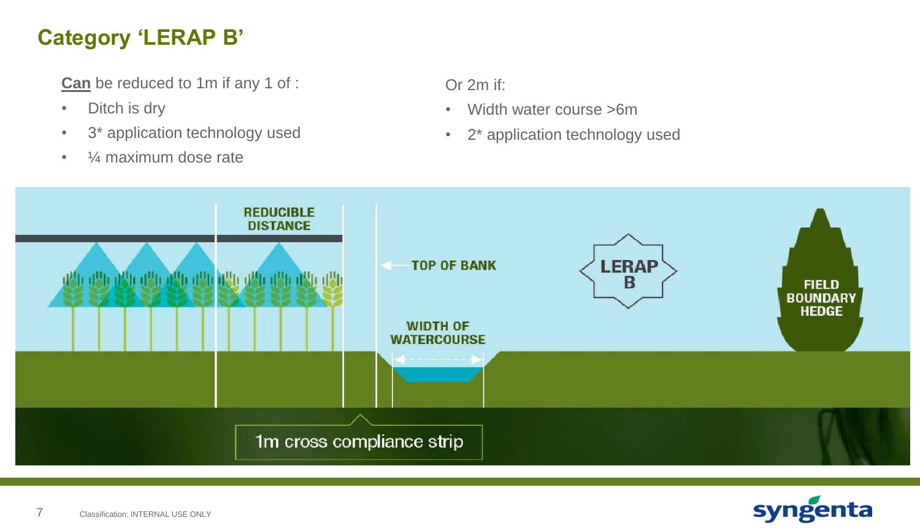## Category 'LERAP B'

**<u>Can</u>** be reduced to 1m if any 1 of :

- Ditch is dry
- 3* application technology used
- ¼ maximum dose rate

Or 2m if:

- Width water course >6m
- 2* application technology used

REDUCIBLE DISTANCE

TOP OF BANK

WIDTH OF WATERCOURSE

LERAP B

FIELD BOUNDARY HEDGE

1m cross compliance strip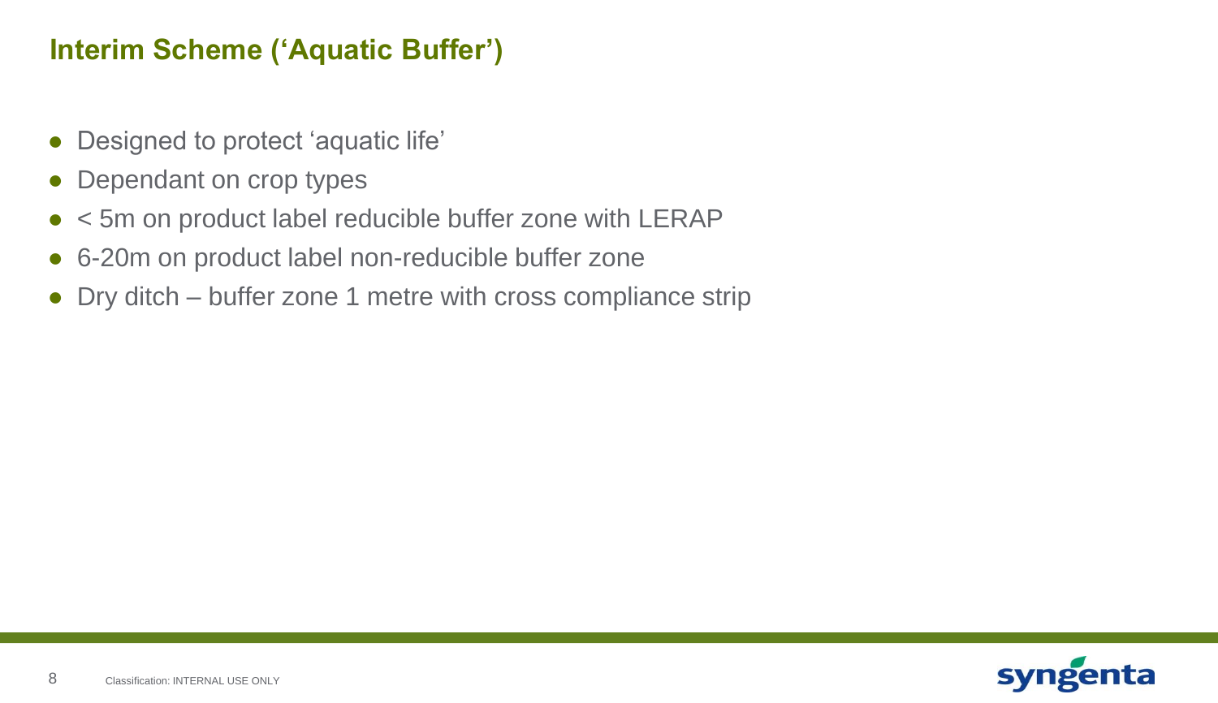## Interim Scheme ('Aquatic Buffer')

- Designed to protect 'aquatic life'
- Dependant on crop types
- < 5m on product label reducible buffer zone with LERAP
- 6-20m on product label non-reducible buffer zone
- Dry ditch – buffer zone 1 metre with cross compliance strip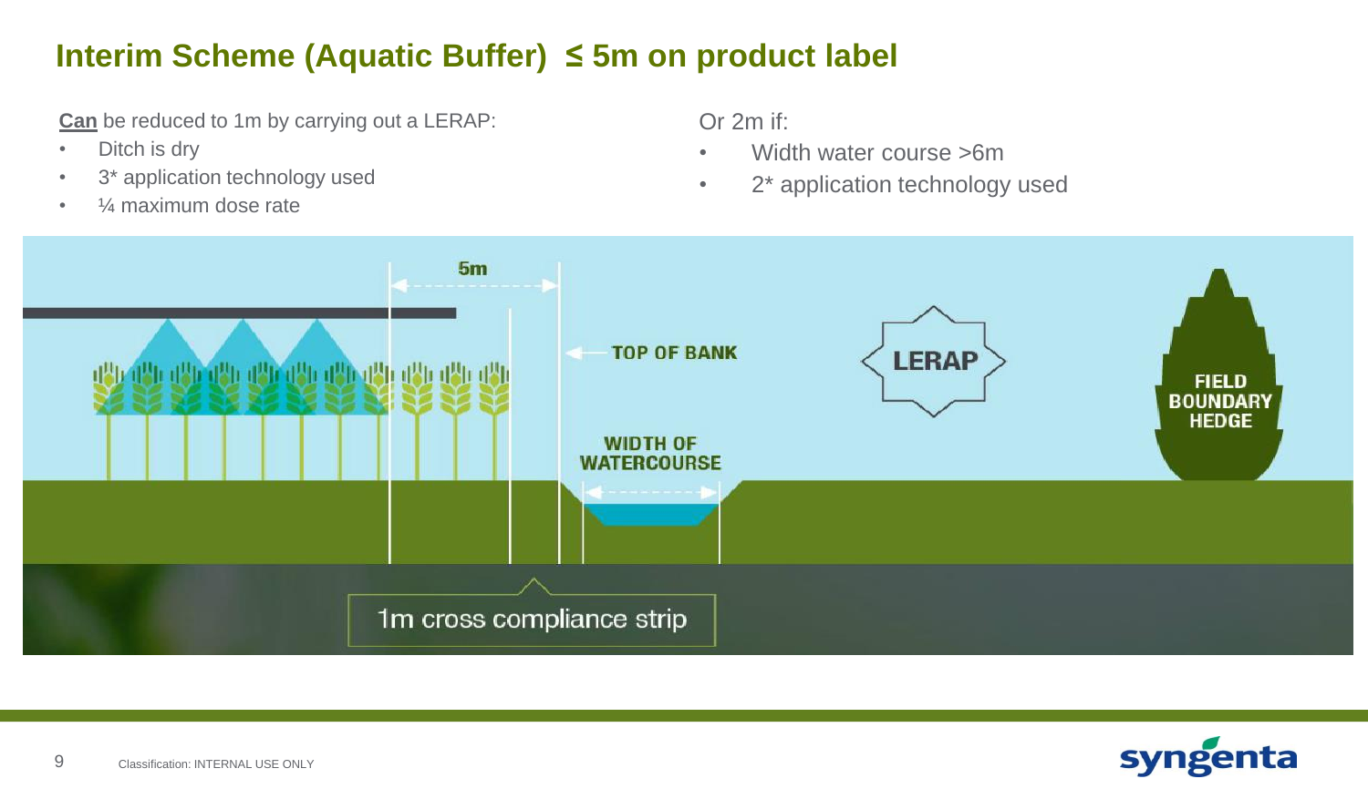## Interim Scheme (Aquatic Buffer) ≤ 5m on product label

**Can** be reduced to 1m by carrying out a LERAP:

- Ditch is dry
- 3* application technology used
- ¼ maximum dose rate

Or 2m if:

- Width water course >6m
- 2* application technology used

5m

TOP OF BANK

WIDTH OF WATERCOURSE

LERAP

FIELD BOUNDARY HEDGE

1m cross compliance strip

Classification: INTERNAL USE ONLY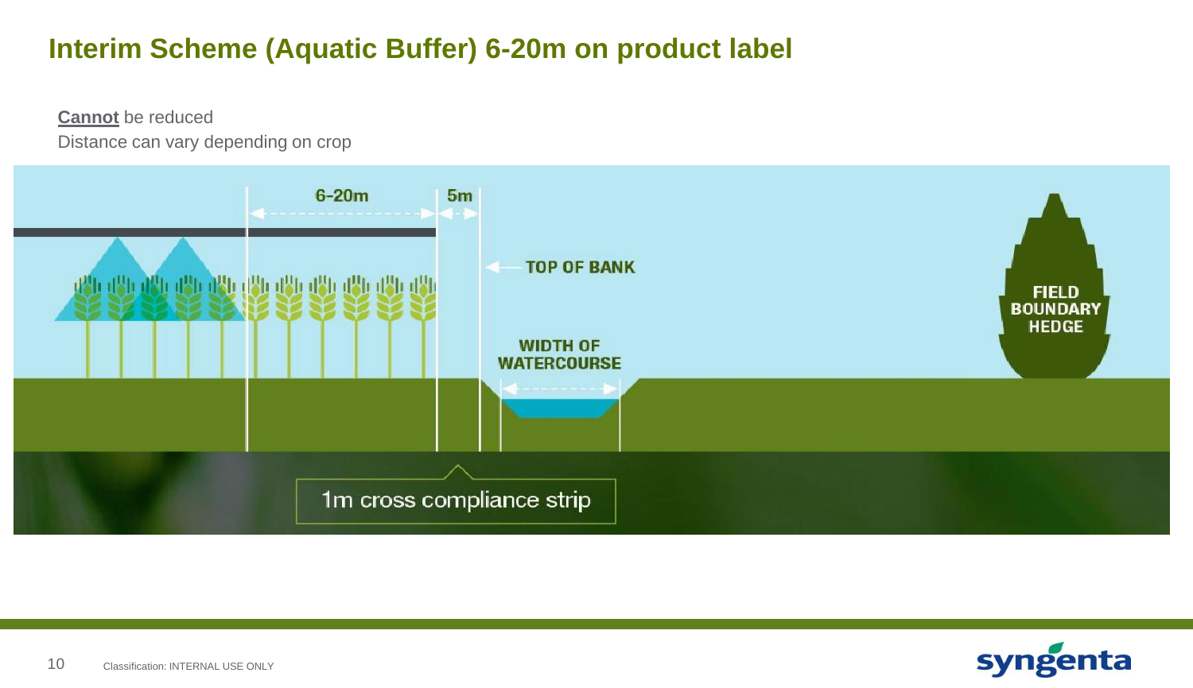# Interim Scheme (Aquatic Buffer) 6-20m on product label

**Cannot** be reduced

Distance can vary depending on crop

6-20m

5m

TOP OF BANK

WIDTH OF WATERCOURSE

FIELD BOUNDARY HEDGE

1m cross compliance strip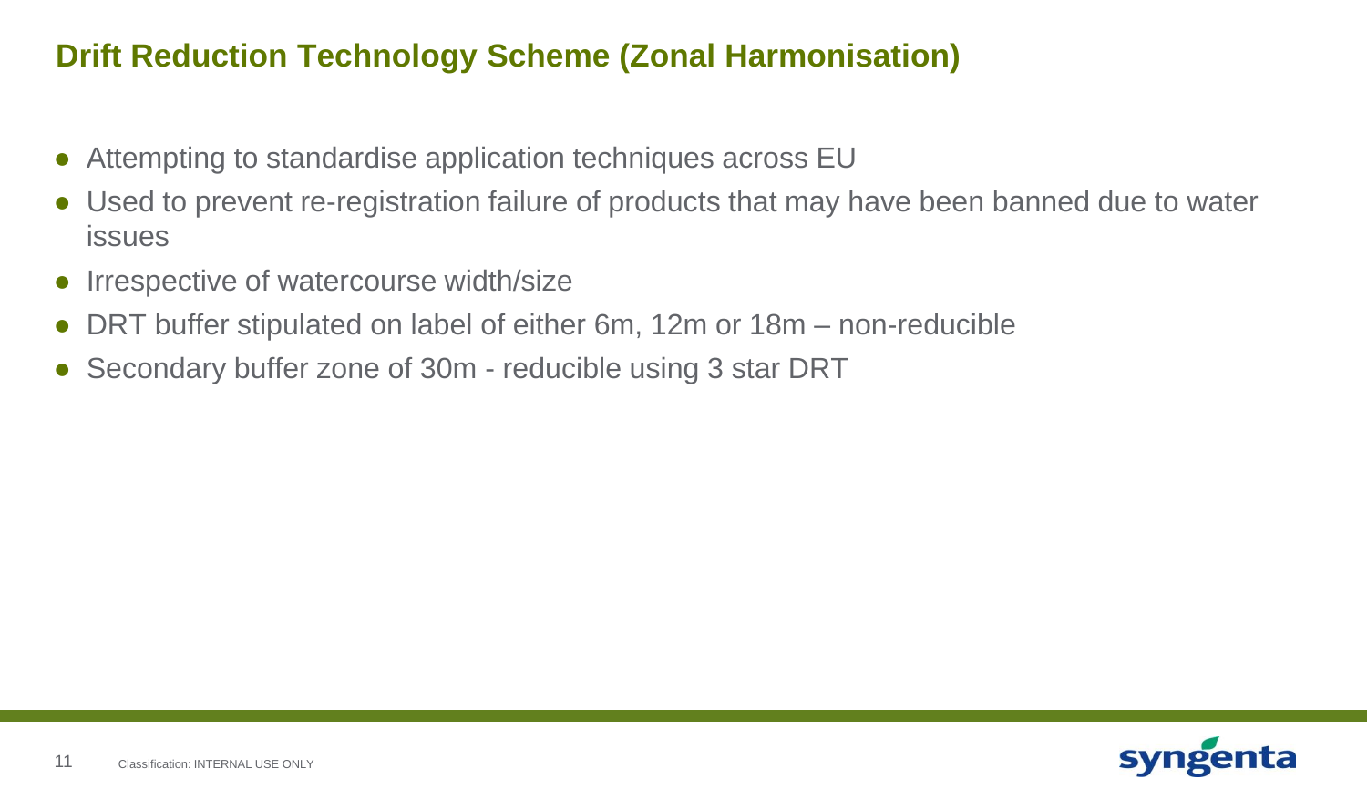## Drift Reduction Technology Scheme (Zonal Harmonisation)

- Attempting to standardise application techniques across EU
- Used to prevent re-registration failure of products that may have been banned due to water issues
- Irrespective of watercourse width/size
- DRT buffer stipulated on label of either 6m, 12m or 18m – non-reducible
- Secondary buffer zone of 30m - reducible using 3 star DRT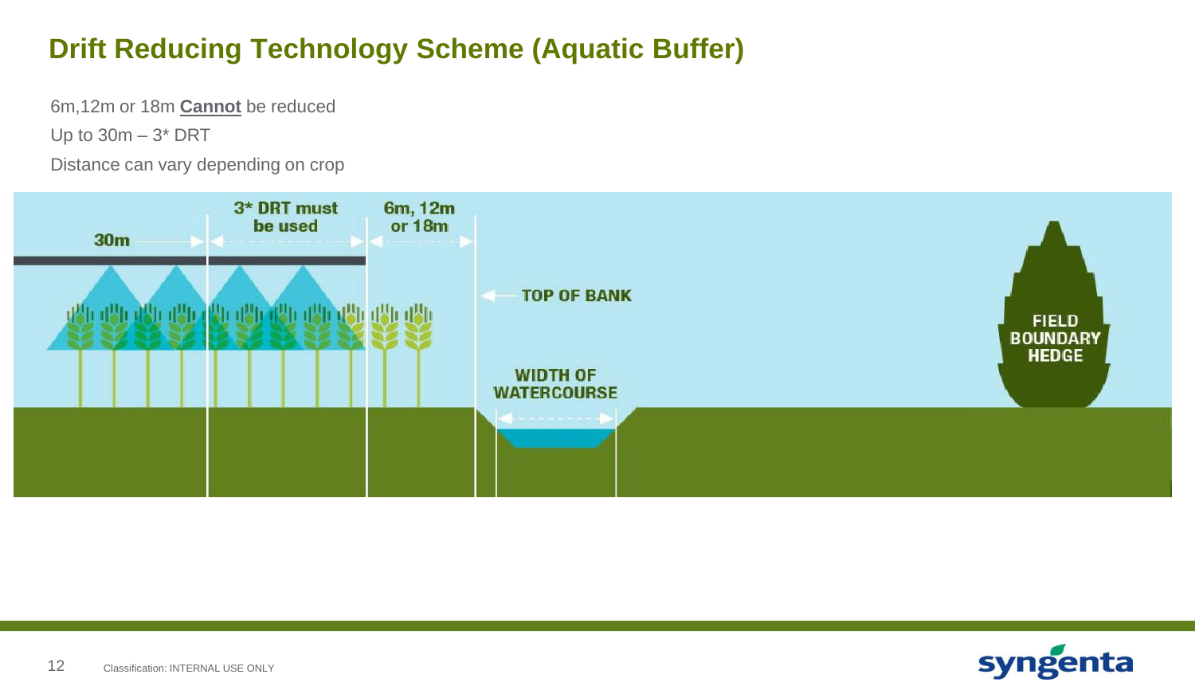## Drift Reducing Technology Scheme (Aquatic Buffer)

6m,12m or 18m **Cannot** be reduced

Up to 30m – 3* DRT

Distance can vary depending on crop

30m

3* DRT must be used

6m, 12m or 18m

TOP OF BANK

WIDTH OF WATERCOURSE

FIELD BOUNDARY HEDGE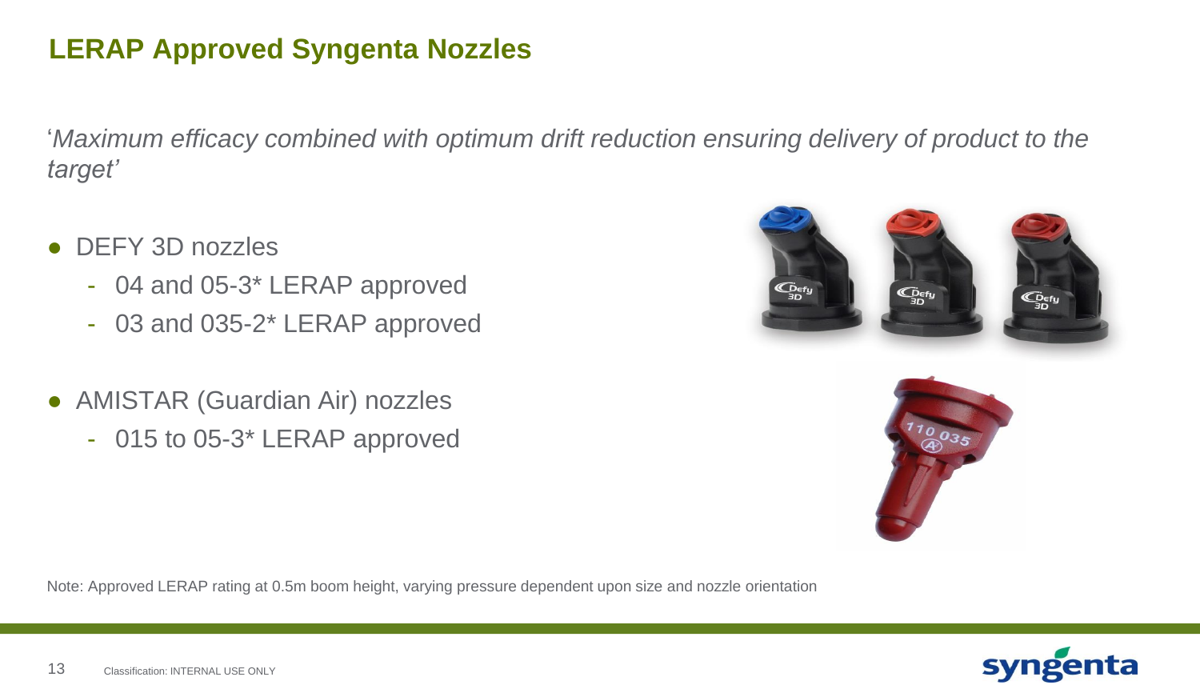# LERAP Approved Syngenta Nozzles

'*Maximum efficacy combined with optimum drift reduction ensuring delivery of product to the target*'

- DEFY 3D nozzles
  - 04 and 05-3* LERAP approved
  - 03 and 035-2* LERAP approved
- AMISTAR (Guardian Air) nozzles
  - 015 to 05-3* LERAP approved

Note: Approved LERAP rating at 0.5m boom height, varying pressure dependent upon size and nozzle orientation

Classification: INTERNAL USE ONLY